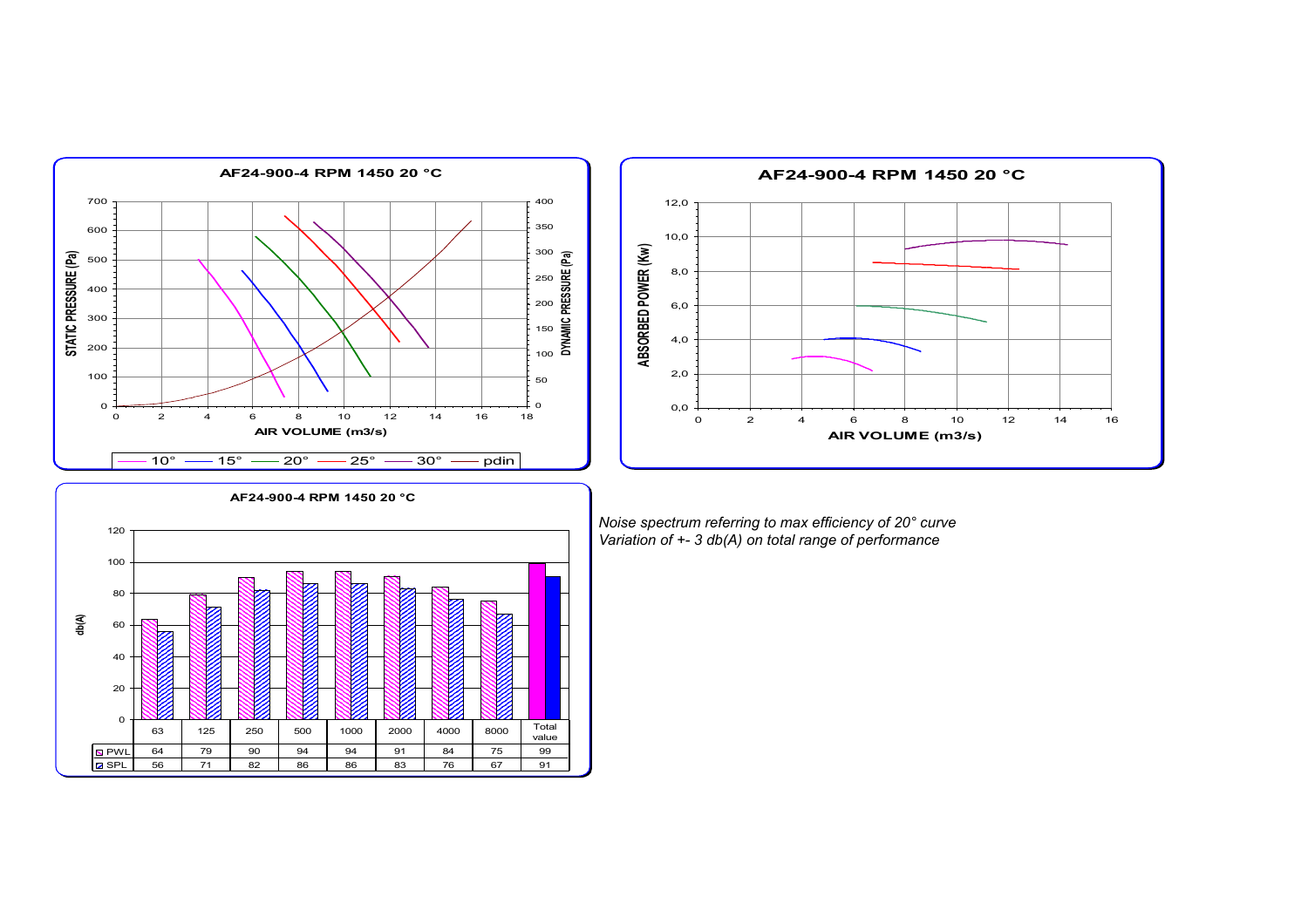## AF24-900-4 RPM 1450 20 °C

STATIC PRESSURE (Pa) / DYNAMIC PRESSURE (Pa) vs AIR VOLUME (m3/s)

Legend: 10° — 15° — 20° — 25° — 30° — pdin

## AF24-900-4 RPM 1450 20 °C

ABSORBED POWER (Kw) vs AIR VOLUME (m3/s)

## AF24-900-4 RPM 1450 20 °C

db(A)

| | 63 | 125 | 250 | 500 | 1000 | 2000 | 4000 | 8000 | Total value |
|---|---|---|---|---|---|---|---|---|---|
| PWL | 64 | 79 | 90 | 94 | 94 | 91 | 84 | 75 | 99 |
| SPL | 56 | 71 | 82 | 86 | 86 | 83 | 76 | 67 | 91 |

*Noise spectrum referring to max efficiency of 20° curve*
*Variation of +- 3 db(A) on total range of performance*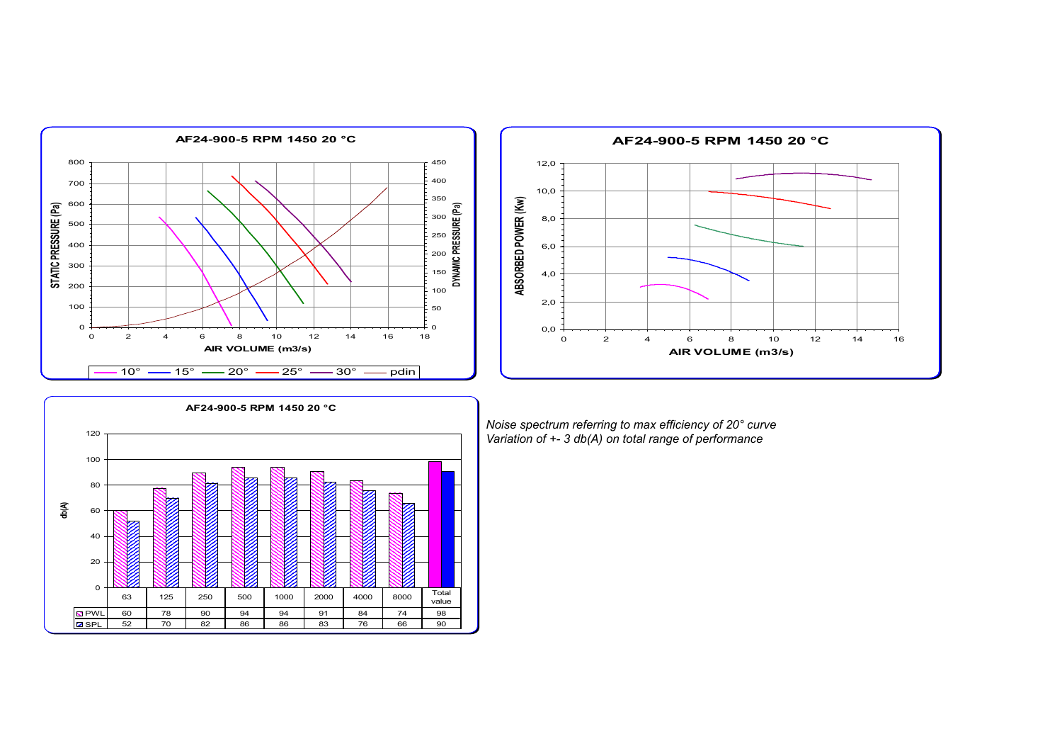**AF24-900-5 RPM 1450 20 °C**

STATIC PRESSURE (Pa) / DYNAMIC PRESSURE (Pa) vs AIR VOLUME (m3/s)

10° — 15° — 20° — 25° — 30° — pdin

**AF24-900-5 RPM 1450 20 °C**

ABSORBED POWER (Kw) vs AIR VOLUME (m3/s)

**AF24-900-5 RPM 1450 20 °C**

db(A)

| | 63 | 125 | 250 | 500 | 1000 | 2000 | 4000 | 8000 | Total value |
|---|---|---|---|---|---|---|---|---|---|
| PWL | 60 | 78 | 90 | 94 | 94 | 91 | 84 | 74 | 98 |
| SPL | 52 | 70 | 82 | 86 | 86 | 83 | 76 | 66 | 90 |

*Noise spectrum referring to max efficiency of 20° curve*
*Variation of +- 3 db(A) on total range of performance*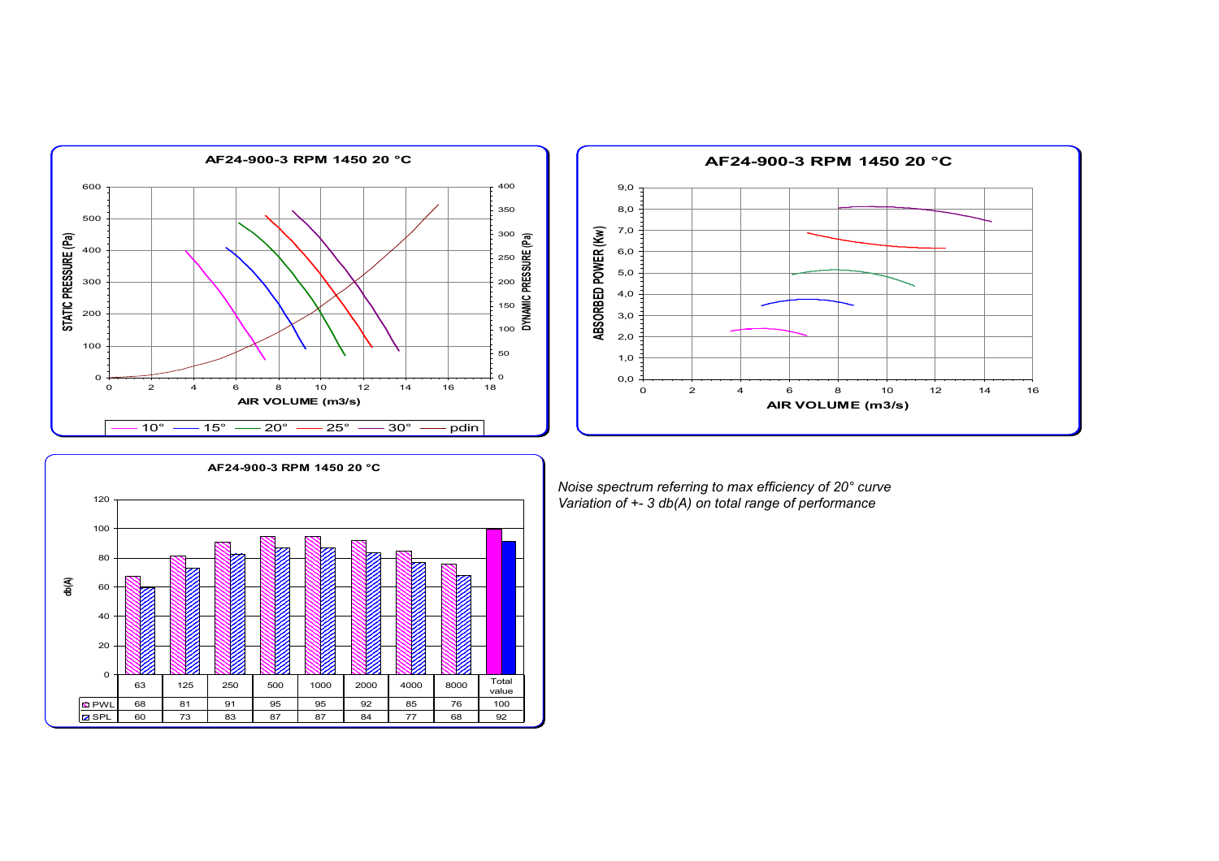AF24-900-3 RPM 1450 20 °C

STATIC PRESSURE (Pa)

600
500
400
300
200
100
0

DYNAMIC PRESSURE (Pa)

400
350
300
250
200
150
100
50
0

0 2 4 6 8 10 12 14 16 18

AIR VOLUME (m3/s)

10° 15° 20° 25° 30° pdin

AF24-900-3 RPM 1450 20 °C

ABSORBED POWER (Kw)

9,0
8,0
7,0
6,0
5,0
4,0
3,0
2,0
1,0
0,0

0 2 4 6 8 10 12 14 16

AIR VOLUME (m3/s)

AF24-900-3 RPM 1450 20 °C

db(A)

120
100
80
60
40
20
0

| | 63 | 125 | 250 | 500 | 1000 | 2000 | 4000 | 8000 | Total value |
|---|---|---|---|---|---|---|---|---|---|
| PWL | 68 | 81 | 91 | 95 | 95 | 92 | 85 | 76 | 100 |
| SPL | 60 | 73 | 83 | 87 | 87 | 84 | 77 | 68 | 92 |

*Noise spectrum referring to max efficiency of 20° curve*
*Variation of +- 3 db(A) on total range of performance*